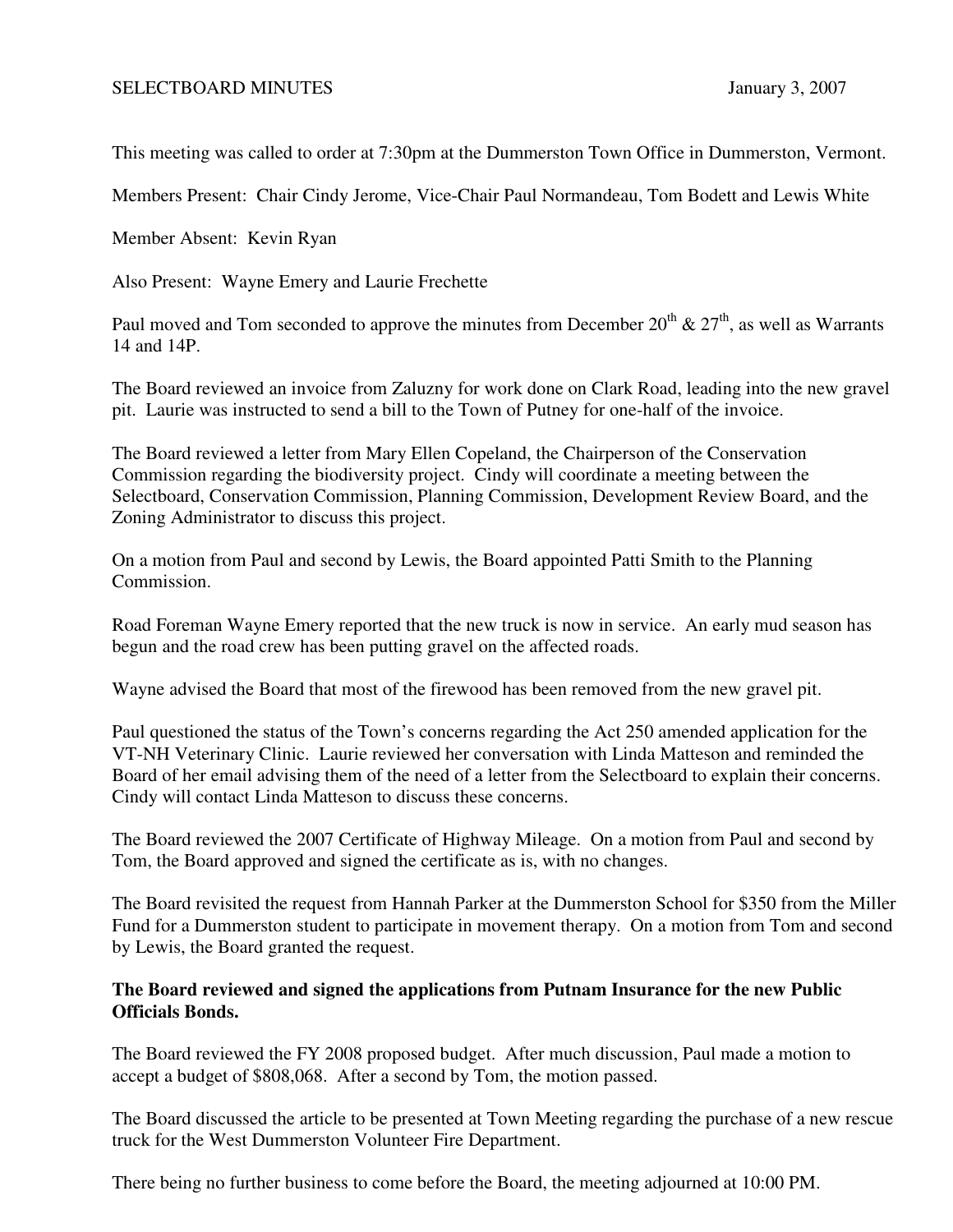SELECTBOARD MINUTES January 3, 2007

This meeting was called to order at 7:30pm at the Dummerston Town Office in Dummerston, Vermont.

Members Present: Chair Cindy Jerome, Vice-Chair Paul Normandeau, Tom Bodett and Lewis White

Member Absent: Kevin Ryan

Also Present: Wayne Emery and Laurie Frechette

Paul moved and Tom seconded to approve the minutes from December 20th & 27th, as well as Warrants 14 and 14P.

The Board reviewed an invoice from Zaluzny for work done on Clark Road, leading into the new gravel pit. Laurie was instructed to send a bill to the Town of Putney for one-half of the invoice.

The Board reviewed a letter from Mary Ellen Copeland, the Chairperson of the Conservation Commission regarding the biodiversity project. Cindy will coordinate a meeting between the Selectboard, Conservation Commission, Planning Commission, Development Review Board, and the Zoning Administrator to discuss this project.

On a motion from Paul and second by Lewis, the Board appointed Patti Smith to the Planning Commission.

Road Foreman Wayne Emery reported that the new truck is now in service. An early mud season has begun and the road crew has been putting gravel on the affected roads.

Wayne advised the Board that most of the firewood has been removed from the new gravel pit.

Paul questioned the status of the Town's concerns regarding the Act 250 amended application for the VT-NH Veterinary Clinic. Laurie reviewed her conversation with Linda Matteson and reminded the Board of her email advising them of the need of a letter from the Selectboard to explain their concerns. Cindy will contact Linda Matteson to discuss these concerns.

The Board reviewed the 2007 Certificate of Highway Mileage. On a motion from Paul and second by Tom, the Board approved and signed the certificate as is, with no changes.

The Board revisited the request from Hannah Parker at the Dummerston School for $350 from the Miller Fund for a Dummerston student to participate in movement therapy. On a motion from Tom and second by Lewis, the Board granted the request.

**The Board reviewed and signed the applications from Putnam Insurance for the new Public Officials Bonds.**

The Board reviewed the FY 2008 proposed budget. After much discussion, Paul made a motion to accept a budget of $808,068. After a second by Tom, the motion passed.

The Board discussed the article to be presented at Town Meeting regarding the purchase of a new rescue truck for the West Dummerston Volunteer Fire Department.

There being no further business to come before the Board, the meeting adjourned at 10:00 PM.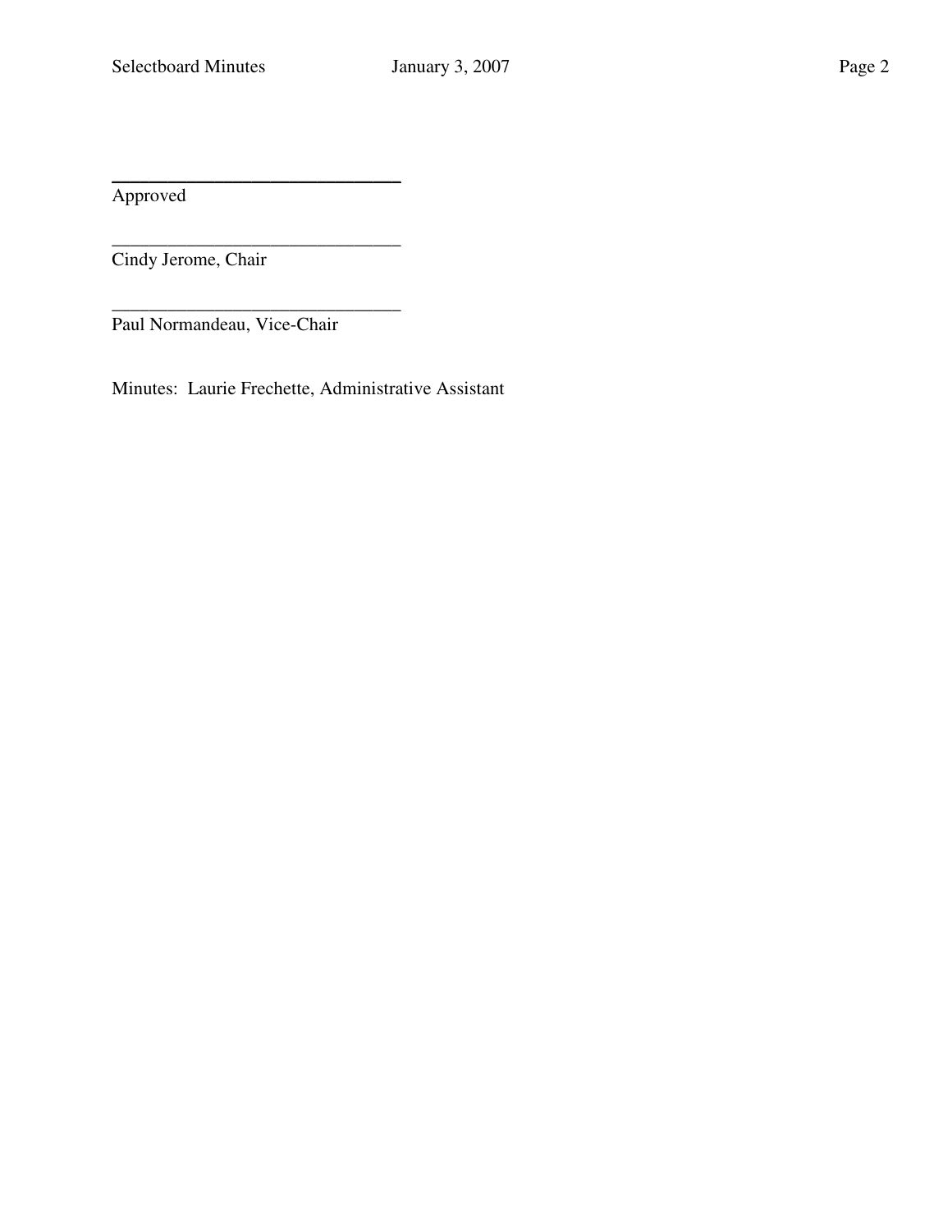_______________________________
Approved

_______________________________
Cindy Jerome, Chair

_______________________________
Paul Normandeau, Vice-Chair

Minutes: Laurie Frechette, Administrative Assistant